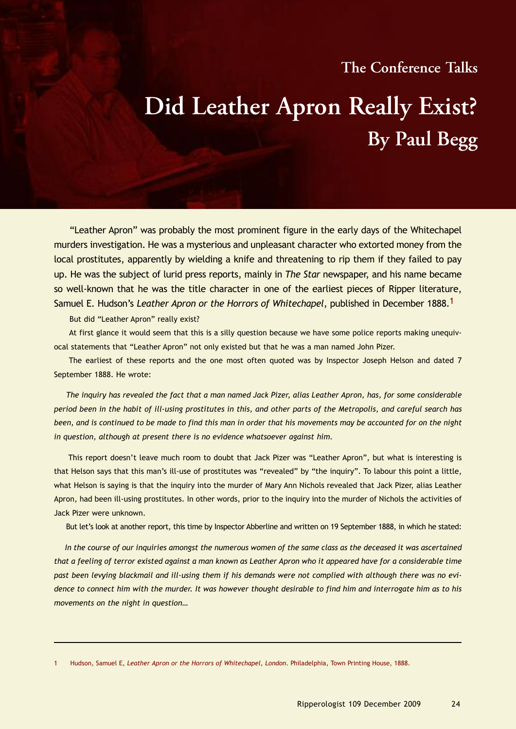### The Conference Talks

# Did Leather Apron Really Exist?

## By Paul Begg

"Leather Apron" was probably the most prominent figure in the early days of the Whitechapel murders investigation. He was a mysterious and unpleasant character who extorted money from the local prostitutes, apparently by wielding a knife and threatening to rip them if they failed to pay up. He was the subject of lurid press reports, mainly in *The Star* newspaper, and his name became so well-known that he was the title character in one of the earliest pieces of Ripper literature, Samuel E. Hudson's *Leather Apron or the Horrors of Whitechapel*, published in December 1888.[1]

But did "Leather Apron" really exist?

At first glance it would seem that this is a silly question because we have some police reports making unequivocal statements that "Leather Apron" not only existed but that he was a man named John Pizer.

The earliest of these reports and the one most often quoted was by Inspector Joseph Helson and dated 7 September 1888. He wrote:

> *The inquiry has revealed the fact that a man named Jack Pizer, alias Leather Apron, has, for some considerable period been in the habit of ill-using prostitutes in this, and other parts of the Metropolis, and careful search has been, and is continued to be made to find this man in order that his movements may be accounted for on the night in question, although at present there is no evidence whatsoever against him.*

This report doesn't leave much room to doubt that Jack Pizer was "Leather Apron", but what is interesting is that Helson says that this man's ill-use of prostitutes was "revealed" by "the inquiry". To labour this point a little, what Helson is saying is that the inquiry into the murder of Mary Ann Nichols revealed that Jack Pizer, alias Leather Apron, had been ill-using prostitutes. In other words, prior to the inquiry into the murder of Nichols the activities of Jack Pizer were unknown.

But let's look at another report, this time by Inspector Abberline and written on 19 September 1888, in which he stated:

> *In the course of our inquiries amongst the numerous women of the same class as the deceased it was ascertained that a feeling of terror existed against a man known as Leather Apron who it appeared have for a considerable time past been levying blackmail and ill-using them if his demands were not complied with although there was no evidence to connect him with the murder. It was however thought desirable to find him and interrogate him as to his movements on the night in question…*

---

1 Hudson, Samuel E, *Leather Apron or the Horrors of Whitechapel, London*. Philadelphia, Town Printing House, 1888.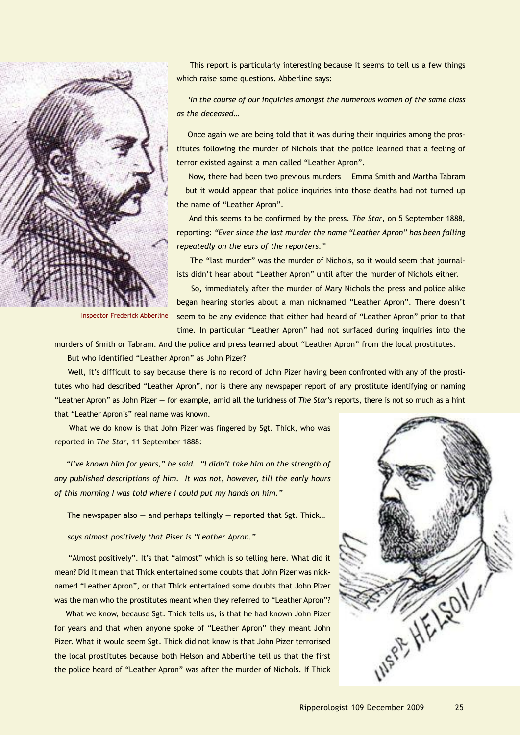This report is particularly interesting because it seems to tell us a few things which raise some questions. Abberline says:

*'In the course of our inquiries amongst the numerous women of the same class as the deceased…*

Once again we are being told that it was during their inquiries among the prostitutes following the murder of Nichols that the police learned that a feeling of terror existed against a man called "Leather Apron".

Now, there had been two previous murders — Emma Smith and Martha Tabram — but it would appear that police inquiries into those deaths had not turned up the name of "Leather Apron".

And this seems to be confirmed by the press. *The Star*, on 5 September 1888, reporting: *"Ever since the last murder the name "Leather Apron" has been falling repeatedly on the ears of the reporters."*

The "last murder" was the murder of Nichols, so it would seem that journalists didn't hear about "Leather Apron" until after the murder of Nichols either.

So, immediately after the murder of Mary Nichols the press and police alike began hearing stories about a man nicknamed "Leather Apron". There doesn't seem to be any evidence that either had heard of "Leather Apron" prior to that time. In particular "Leather Apron" had not surfaced during inquiries into the murders of Smith or Tabram. And the police and press learned about "Leather Apron" from the local prostitutes.

Inspector Frederick Abberline

But who identified "Leather Apron" as John Pizer?

Well, it's difficult to say because there is no record of John Pizer having been confronted with any of the prostitutes who had described "Leather Apron", nor is there any newspaper report of any prostitute identifying or naming "Leather Apron" as John Pizer — for example, amid all the luridness of *The Star*'s reports, there is not so much as a hint that "Leather Apron's" real name was known.

What we do know is that John Pizer was fingered by Sgt. Thick, who was reported in *The Star*, 11 September 1888:

*"I've known him for years," he said. "I didn't take him on the strength of any published descriptions of him. It was not, however, till the early hours of this morning I was told where I could put my hands on him."*

The newspaper also — and perhaps tellingly — reported that Sgt. Thick…

*says almost positively that Piser is "Leather Apron."*

"Almost positively". It's that "almost" which is so telling here. What did it mean? Did it mean that Thick entertained some doubts that John Pizer was nicknamed "Leather Apron", or that Thick entertained some doubts that John Pizer was the man who the prostitutes meant when they referred to "Leather Apron"?

What we know, because Sgt. Thick tells us, is that he had known John Pizer for years and that when anyone spoke of "Leather Apron" they meant John Pizer. What it would seem Sgt. Thick did not know is that John Pizer terrorised the local prostitutes because both Helson and Abberline tell us that the first the police heard of "Leather Apron" was after the murder of Nichols. If Thick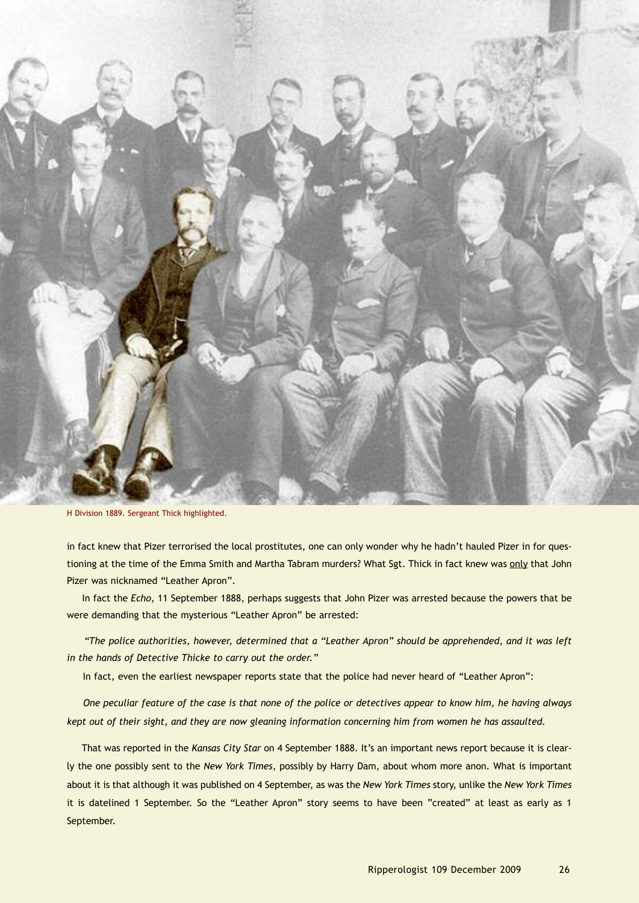H Division 1889. Sergeant Thick highlighted.

in fact knew that Pizer terrorised the local prostitutes, one can only wonder why he hadn't hauled Pizer in for questioning at the time of the Emma Smith and Martha Tabram murders? What Sgt. Thick in fact knew was <u>only</u> that John Pizer was nicknamed "Leather Apron".

In fact the *Echo*, 11 September 1888, perhaps suggests that John Pizer was arrested because the powers that be were demanding that the mysterious "Leather Apron" be arrested:

*"The police authorities, however, determined that a "Leather Apron" should be apprehended, and it was left in the hands of Detective Thicke to carry out the order."*

In fact, even the earliest newspaper reports state that the police had never heard of "Leather Apron":

*One peculiar feature of the case is that none of the police or detectives appear to know him, he having always kept out of their sight, and they are now gleaning information concerning him from women he has assaulted.*

That was reported in the *Kansas City Star* on 4 September 1888. It's an important news report because it is clearly the one possibly sent to the *New York Times*, possibly by Harry Dam, about whom more anon. What is important about it is that although it was published on 4 September, as was the *New York Times* story, unlike the *New York Times* it is datelined 1 September. So the "Leather Apron" story seems to have been "created" at least as early as 1 September.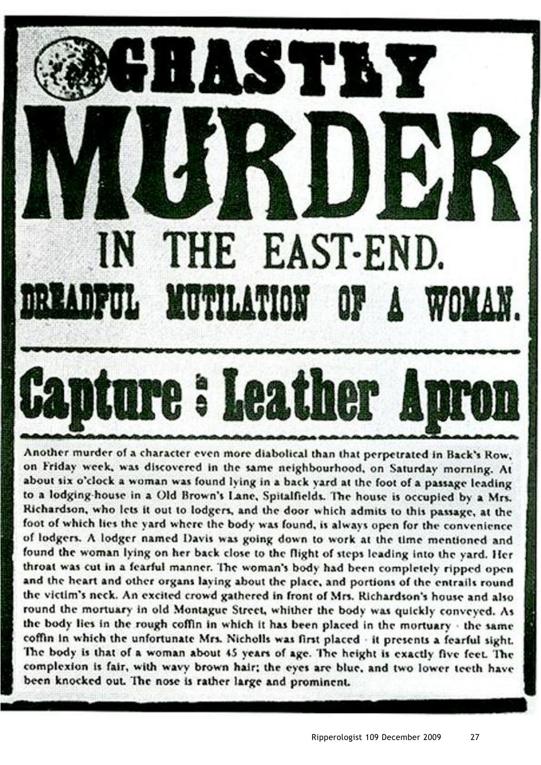# GHASTLY MURDER

## IN THE EAST-END.

## DREADFUL MUTILATION OF A WOMAN.

## Capture of Leather Apron

Another murder of a character even more diabolical than that perpetrated in Back's Row, on Friday week, was discovered in the same neighbourhood, on Saturday morning. At about six o'clock a woman was found lying in a back yard at the foot of a passage leading to a lodging-house in a Old Brown's Lane, Spitalfields. The house is occupied by a Mrs. Richardson, who lets it out to lodgers, and the door which admits to this passage, at the foot of which lies the yard where the body was found, is always open for the convenience of lodgers. A lodger named Davis was going down to work at the time mentioned and found the woman lying on her back close to the flight of steps leading into the yard. Her throat was cut in a fearful manner. The woman's body had been completely ripped open and the heart and other organs laying about the place, and portions of the entrails round the victim's neck. An excited crowd gathered in front of Mrs. Richardson's house and also round the mortuary in old Montague Street, whither the body was quickly conveyed. As the body lies in the rough coffin in which it has been placed in the mortuary - the same coffin in which the unfortunate Mrs. Nicholls was first placed - it presents a fearful sight. The body is that of a woman about 45 years of age. The height is exactly five feet. The complexion is fair, with wavy brown hair; the eyes are blue, and two lower teeth have been knocked out. The nose is rather large and prominent.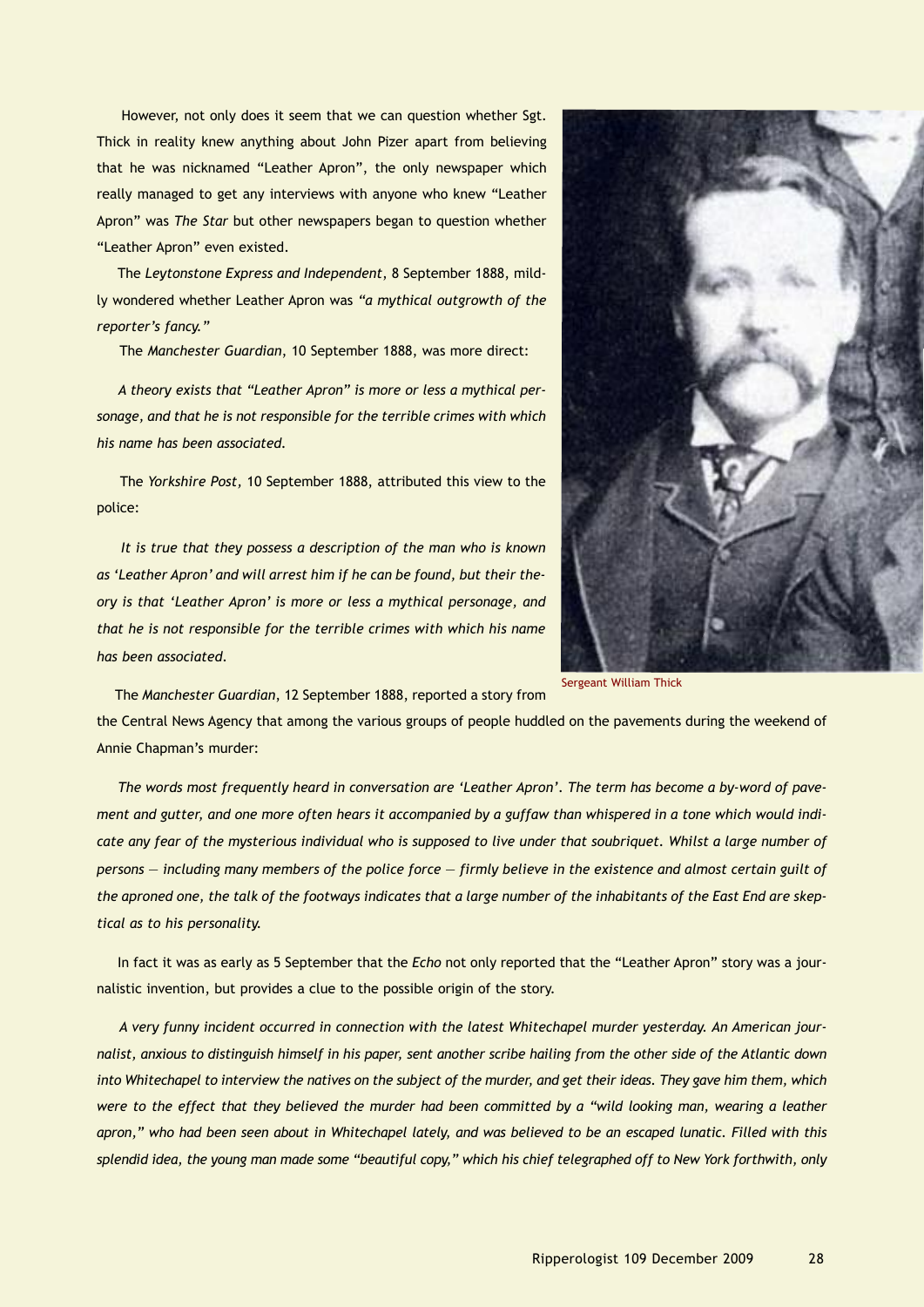However, not only does it seem that we can question whether Sgt. Thick in reality knew anything about John Pizer apart from believing that he was nicknamed "Leather Apron", the only newspaper which really managed to get any interviews with anyone who knew "Leather Apron" was *The Star* but other newspapers began to question whether "Leather Apron" even existed.

The *Leytonstone Express and Independent*, 8 September 1888, mildly wondered whether Leather Apron was *"a mythical outgrowth of the reporter's fancy."*

The *Manchester Guardian*, 10 September 1888, was more direct:

*A theory exists that "Leather Apron" is more or less a mythical personage, and that he is not responsible for the terrible crimes with which his name has been associated.*

The *Yorkshire Post*, 10 September 1888, attributed this view to the police:

*It is true that they possess a description of the man who is known as 'Leather Apron' and will arrest him if he can be found, but their theory is that 'Leather Apron' is more or less a mythical personage, and that he is not responsible for the terrible crimes with which his name has been associated.*

Sergeant William Thick

The *Manchester Guardian*, 12 September 1888, reported a story from the Central News Agency that among the various groups of people huddled on the pavements during the weekend of Annie Chapman's murder:

*The words most frequently heard in conversation are 'Leather Apron'. The term has become a by-word of pavement and gutter, and one more often hears it accompanied by a guffaw than whispered in a tone which would indicate any fear of the mysterious individual who is supposed to live under that soubriquet. Whilst a large number of persons — including many members of the police force — firmly believe in the existence and almost certain guilt of the aproned one, the talk of the footways indicates that a large number of the inhabitants of the East End are skeptical as to his personality.*

In fact it was as early as 5 September that the *Echo* not only reported that the "Leather Apron" story was a journalistic invention, but provides a clue to the possible origin of the story.

*A very funny incident occurred in connection with the latest Whitechapel murder yesterday. An American journalist, anxious to distinguish himself in his paper, sent another scribe hailing from the other side of the Atlantic down into Whitechapel to interview the natives on the subject of the murder, and get their ideas. They gave him them, which were to the effect that they believed the murder had been committed by a "wild looking man, wearing a leather apron," who had been seen about in Whitechapel lately, and was believed to be an escaped lunatic. Filled with this splendid idea, the young man made some "beautiful copy," which his chief telegraphed off to New York forthwith, only*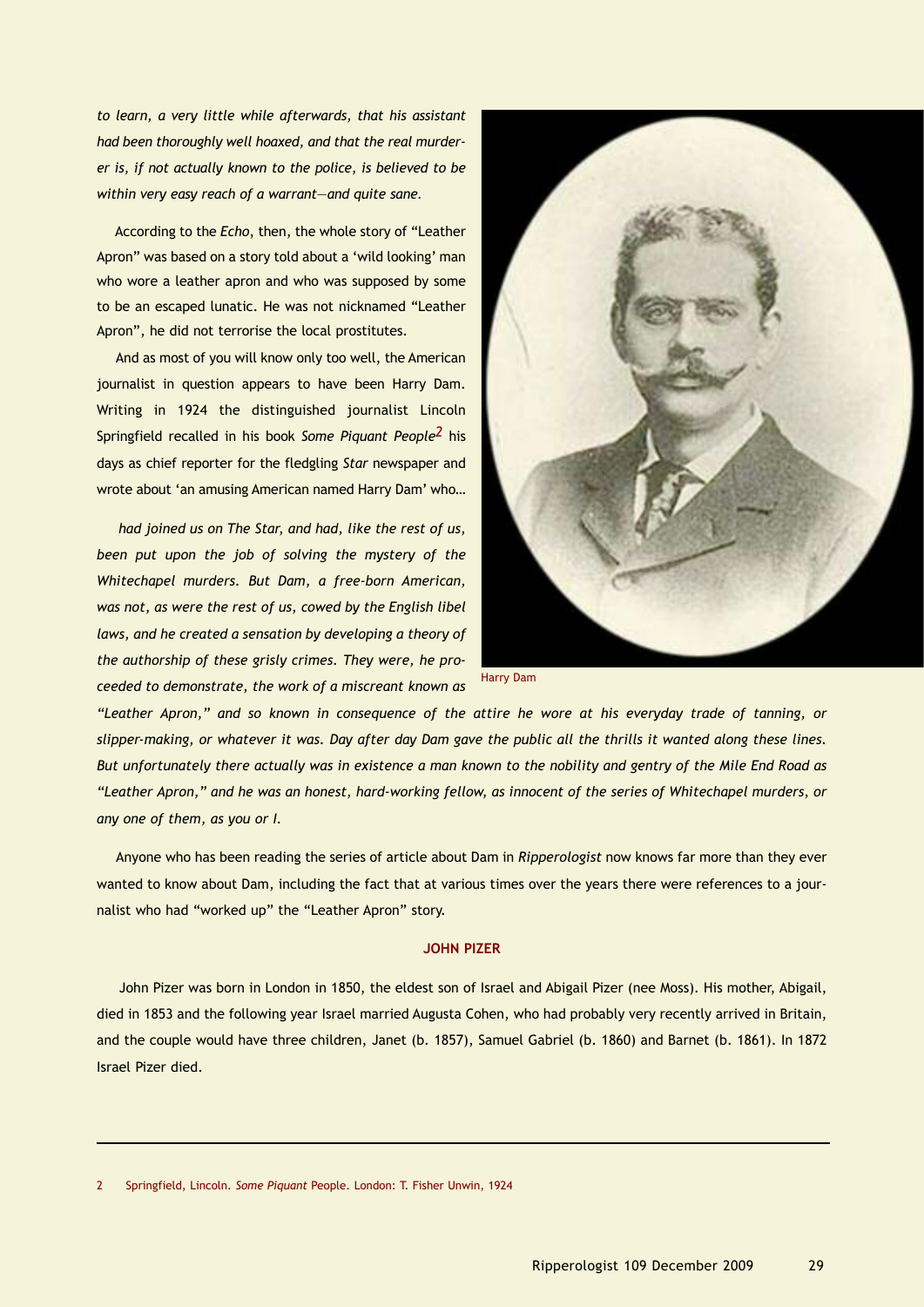*to learn, a very little while afterwards, that his assistant had been thoroughly well hoaxed, and that the real murderer is, if not actually known to the police, is believed to be within very easy reach of a warrant—and quite sane.*

According to the *Echo*, then, the whole story of "Leather Apron" was based on a story told about a 'wild looking' man who wore a leather apron and who was supposed by some to be an escaped lunatic. He was not nicknamed "Leather Apron", he did not terrorise the local prostitutes.

And as most of you will know only too well, the American journalist in question appears to have been Harry Dam. Writing in 1924 the distinguished journalist Lincoln Springfield recalled in his book *Some Piquant People*[2] his days as chief reporter for the fledgling *Star* newspaper and wrote about 'an amusing American named Harry Dam' who…

*had joined us on The Star, and had, like the rest of us, been put upon the job of solving the mystery of the Whitechapel murders. But Dam, a free-born American, was not, as were the rest of us, cowed by the English libel laws, and he created a sensation by developing a theory of the authorship of these grisly crimes. They were, he proceeded to demonstrate, the work of a miscreant known as "Leather Apron," and so known in consequence of the attire he wore at his everyday trade of tanning, or slipper-making, or whatever it was. Day after day Dam gave the public all the thrills it wanted along these lines. But unfortunately there actually was in existence a man known to the nobility and gentry of the Mile End Road as "Leather Apron," and he was an honest, hard-working fellow, as innocent of the series of Whitechapel murders, or any one of them, as you or I.*

Harry Dam

Anyone who has been reading the series of article about Dam in *Ripperologist* now knows far more than they ever wanted to know about Dam, including the fact that at various times over the years there were references to a journalist who had "worked up" the "Leather Apron" story.

**JOHN PIZER**

John Pizer was born in London in 1850, the eldest son of Israel and Abigail Pizer (nee Moss). His mother, Abigail, died in 1853 and the following year Israel married Augusta Cohen, who had probably very recently arrived in Britain, and the couple would have three children, Janet (b. 1857), Samuel Gabriel (b. 1860) and Barnet (b. 1861). In 1872 Israel Pizer died.

---

2 Springfield, Lincoln. *Some Piquant* People. London: T. Fisher Unwin, 1924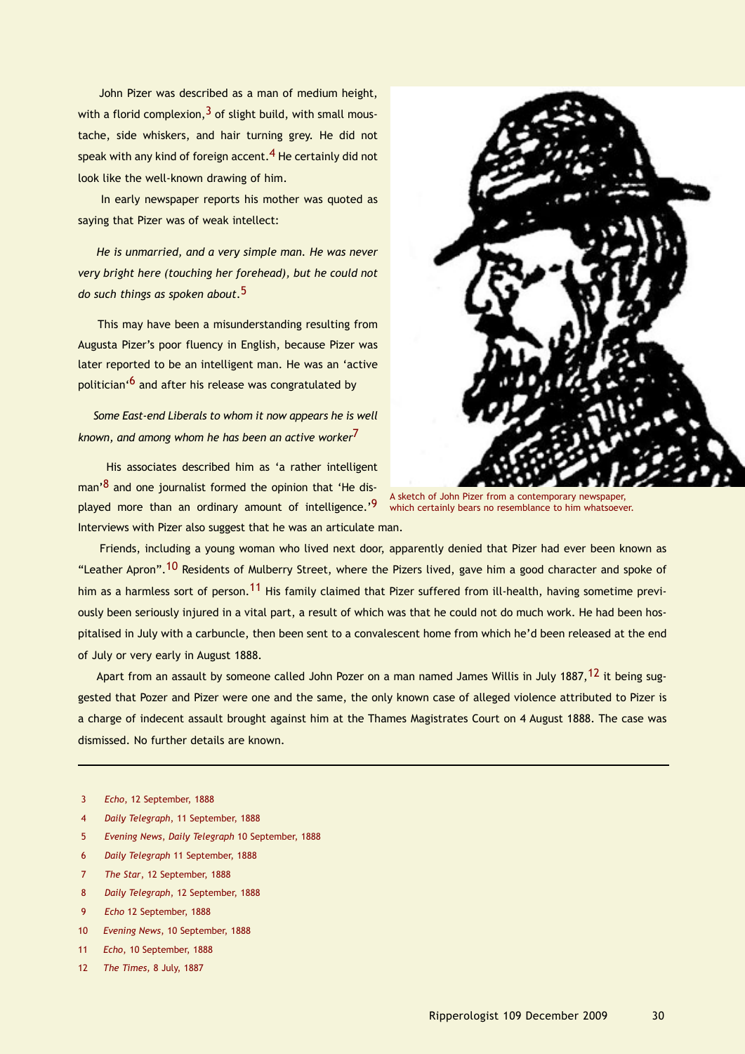John Pizer was described as a man of medium height, with a florid complexion,[3] of slight build, with small moustache, side whiskers, and hair turning grey. He did not speak with any kind of foreign accent.[4] He certainly did not look like the well-known drawing of him.

In early newspaper reports his mother was quoted as saying that Pizer was of weak intellect:

> *He is unmarried, and a very simple man. He was never very bright here (touching her forehead), but he could not do such things as spoken about.*[5]

This may have been a misunderstanding resulting from Augusta Pizer's poor fluency in English, because Pizer was later reported to be an intelligent man. He was an 'active politician'[6] and after his release was congratulated by

> *Some East-end Liberals to whom it now appears he is well known, and among whom he has been an active worker*[7]

His associates described him as 'a rather intelligent man'[8] and one journalist formed the opinion that 'He displayed more than an ordinary amount of intelligence.'[9] Interviews with Pizer also suggest that he was an articulate man.

A sketch of John Pizer from a contemporary newspaper, which certainly bears no resemblance to him whatsoever.

Friends, including a young woman who lived next door, apparently denied that Pizer had ever been known as "Leather Apron".[10] Residents of Mulberry Street, where the Pizers lived, gave him a good character and spoke of him as a harmless sort of person.[11] His family claimed that Pizer suffered from ill-health, having sometime previously been seriously injured in a vital part, a result of which was that he could not do much work. He had been hospitalised in July with a carbuncle, then been sent to a convalescent home from which he'd been released at the end of July or very early in August 1888.

Apart from an assault by someone called John Pozer on a man named James Willis in July 1887,[12] it being suggested that Pozer and Pizer were one and the same, the only known case of alleged violence attributed to Pizer is a charge of indecent assault brought against him at the Thames Magistrates Court on 4 August 1888. The case was dismissed. No further details are known.

---

3 *Echo*, 12 September, 1888

4 *Daily Telegraph*, 11 September, 1888

5 *Evening News*, *Daily Telegraph* 10 September, 1888

6 *Daily Telegraph* 11 September, 1888

7 *The Star*, 12 September, 1888

8 *Daily Telegraph*, 12 September, 1888

9 *Echo* 12 September, 1888

10 *Evening News*, 10 September, 1888

11 *Echo*, 10 September, 1888

12 *The Times*, 8 July, 1887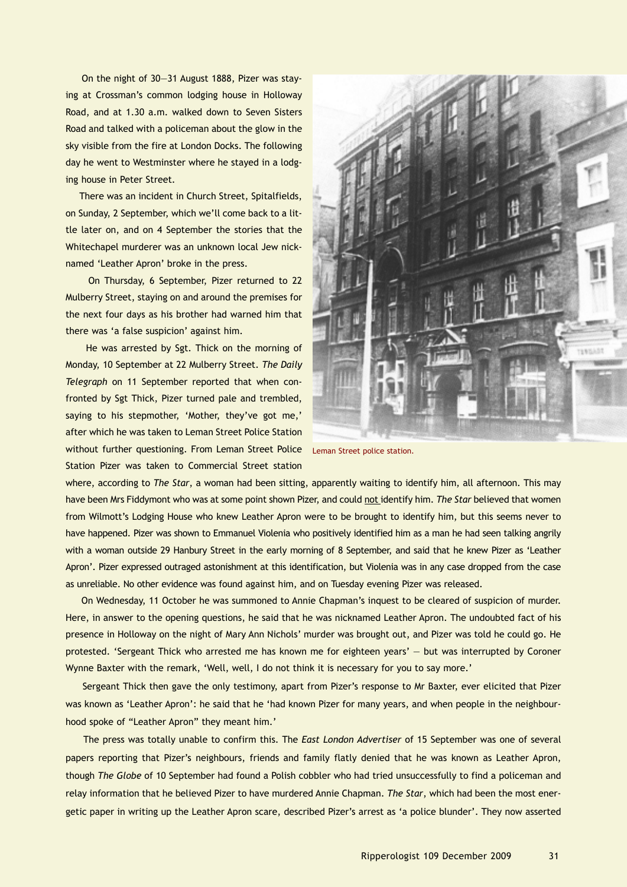On the night of 30—31 August 1888, Pizer was staying at Crossman's common lodging house in Holloway Road, and at 1.30 a.m. walked down to Seven Sisters Road and talked with a policeman about the glow in the sky visible from the fire at London Docks. The following day he went to Westminster where he stayed in a lodging house in Peter Street.

There was an incident in Church Street, Spitalfields, on Sunday, 2 September, which we'll come back to a little later on, and on 4 September the stories that the Whitechapel murderer was an unknown local Jew nicknamed 'Leather Apron' broke in the press.

On Thursday, 6 September, Pizer returned to 22 Mulberry Street, staying on and around the premises for the next four days as his brother had warned him that there was 'a false suspicion' against him.

He was arrested by Sgt. Thick on the morning of Monday, 10 September at 22 Mulberry Street. *The Daily Telegraph* on 11 September reported that when confronted by Sgt Thick, Pizer turned pale and trembled, saying to his stepmother, 'Mother, they've got me,' after which he was taken to Leman Street Police Station without further questioning. From Leman Street Police Station Pizer was taken to Commercial Street station where, according to *The Star*, a woman had been sitting, apparently waiting to identify him, all afternoon. This may have been Mrs Fiddymont who was at some point shown Pizer, and could not identify him. *The Star* believed that women from Wilmott's Lodging House who knew Leather Apron were to be brought to identify him, but this seems never to have happened. Pizer was shown to Emmanuel Violenia who positively identified him as a man he had seen talking angrily with a woman outside 29 Hanbury Street in the early morning of 8 September, and said that he knew Pizer as 'Leather Apron'. Pizer expressed outraged astonishment at this identification, but Violenia was in any case dropped from the case as unreliable. No other evidence was found against him, and on Tuesday evening Pizer was released.

Leman Street police station.

On Wednesday, 11 October he was summoned to Annie Chapman's inquest to be cleared of suspicion of murder. Here, in answer to the opening questions, he said that he was nicknamed Leather Apron. The undoubted fact of his presence in Holloway on the night of Mary Ann Nichols' murder was brought out, and Pizer was told he could go. He protested. 'Sergeant Thick who arrested me has known me for eighteen years' — but was interrupted by Coroner Wynne Baxter with the remark, 'Well, well, I do not think it is necessary for you to say more.'

Sergeant Thick then gave the only testimony, apart from Pizer's response to Mr Baxter, ever elicited that Pizer was known as 'Leather Apron': he said that he 'had known Pizer for many years, and when people in the neighbourhood spoke of "Leather Apron" they meant him.'

The press was totally unable to confirm this. The *East London Advertiser* of 15 September was one of several papers reporting that Pizer's neighbours, friends and family flatly denied that he was known as Leather Apron, though *The Globe* of 10 September had found a Polish cobbler who had tried unsuccessfully to find a policeman and relay information that he believed Pizer to have murdered Annie Chapman. *The Star*, which had been the most energetic paper in writing up the Leather Apron scare, described Pizer's arrest as 'a police blunder'. They now asserted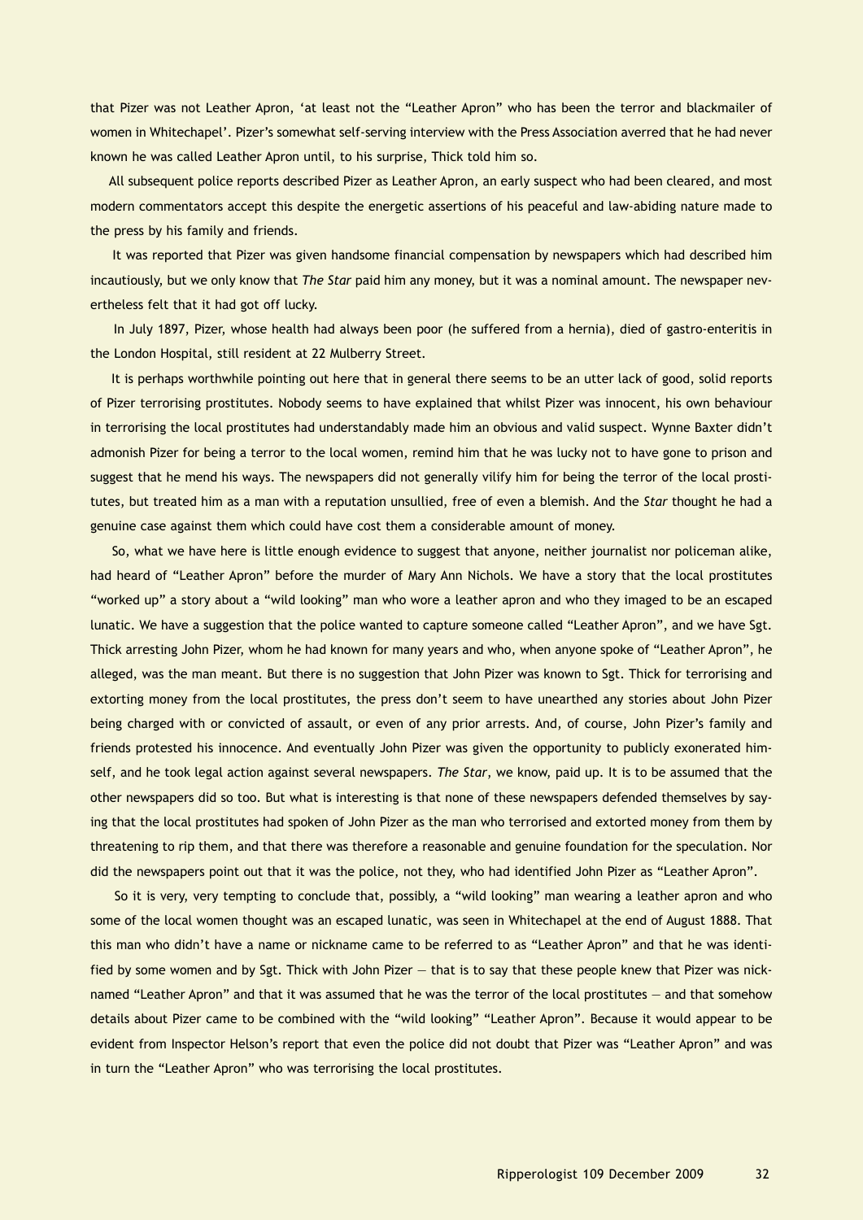that Pizer was not Leather Apron, 'at least not the "Leather Apron" who has been the terror and blackmailer of women in Whitechapel'. Pizer's somewhat self-serving interview with the Press Association averred that he had never known he was called Leather Apron until, to his surprise, Thick told him so.

All subsequent police reports described Pizer as Leather Apron, an early suspect who had been cleared, and most modern commentators accept this despite the energetic assertions of his peaceful and law-abiding nature made to the press by his family and friends.

It was reported that Pizer was given handsome financial compensation by newspapers which had described him incautiously, but we only know that *The Star* paid him any money, but it was a nominal amount. The newspaper nevertheless felt that it had got off lucky.

In July 1897, Pizer, whose health had always been poor (he suffered from a hernia), died of gastro-enteritis in the London Hospital, still resident at 22 Mulberry Street.

It is perhaps worthwhile pointing out here that in general there seems to be an utter lack of good, solid reports of Pizer terrorising prostitutes. Nobody seems to have explained that whilst Pizer was innocent, his own behaviour in terrorising the local prostitutes had understandably made him an obvious and valid suspect. Wynne Baxter didn't admonish Pizer for being a terror to the local women, remind him that he was lucky not to have gone to prison and suggest that he mend his ways. The newspapers did not generally vilify him for being the terror of the local prostitutes, but treated him as a man with a reputation unsullied, free of even a blemish. And the *Star* thought he had a genuine case against them which could have cost them a considerable amount of money.

So, what we have here is little enough evidence to suggest that anyone, neither journalist nor policeman alike, had heard of "Leather Apron" before the murder of Mary Ann Nichols. We have a story that the local prostitutes "worked up" a story about a "wild looking" man who wore a leather apron and who they imaged to be an escaped lunatic. We have a suggestion that the police wanted to capture someone called "Leather Apron", and we have Sgt. Thick arresting John Pizer, whom he had known for many years and who, when anyone spoke of "Leather Apron", he alleged, was the man meant. But there is no suggestion that John Pizer was known to Sgt. Thick for terrorising and extorting money from the local prostitutes, the press don't seem to have unearthed any stories about John Pizer being charged with or convicted of assault, or even of any prior arrests. And, of course, John Pizer's family and friends protested his innocence. And eventually John Pizer was given the opportunity to publicly exonerated himself, and he took legal action against several newspapers. *The Star*, we know, paid up. It is to be assumed that the other newspapers did so too. But what is interesting is that none of these newspapers defended themselves by saying that the local prostitutes had spoken of John Pizer as the man who terrorised and extorted money from them by threatening to rip them, and that there was therefore a reasonable and genuine foundation for the speculation. Nor did the newspapers point out that it was the police, not they, who had identified John Pizer as "Leather Apron".

So it is very, very tempting to conclude that, possibly, a "wild looking" man wearing a leather apron and who some of the local women thought was an escaped lunatic, was seen in Whitechapel at the end of August 1888. That this man who didn't have a name or nickname came to be referred to as "Leather Apron" and that he was identified by some women and by Sgt. Thick with John Pizer — that is to say that these people knew that Pizer was nicknamed "Leather Apron" and that it was assumed that he was the terror of the local prostitutes — and that somehow details about Pizer came to be combined with the "wild looking" "Leather Apron". Because it would appear to be evident from Inspector Helson's report that even the police did not doubt that Pizer was "Leather Apron" and was in turn the "Leather Apron" who was terrorising the local prostitutes.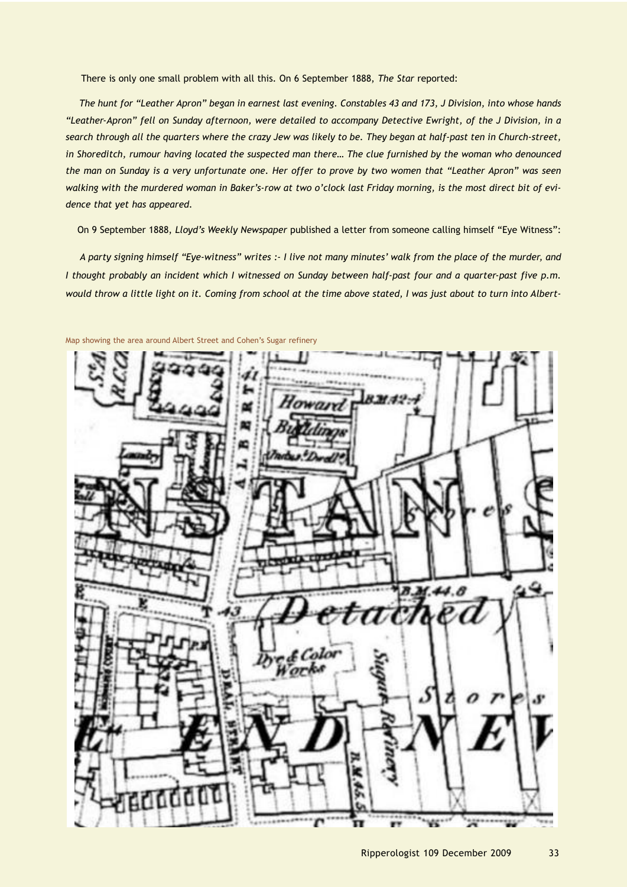There is only one small problem with all this. On 6 September 1888, *The Star* reported:

*The hunt for "Leather Apron" began in earnest last evening. Constables 43 and 173, J Division, into whose hands "Leather-Apron" fell on Sunday afternoon, were detailed to accompany Detective Ewright, of the J Division, in a search through all the quarters where the crazy Jew was likely to be. They began at half-past ten in Church-street, in Shoreditch, rumour having located the suspected man there… The clue furnished by the woman who denounced the man on Sunday is a very unfortunate one. Her offer to prove by two women that "Leather Apron" was seen walking with the murdered woman in Baker's-row at two o'clock last Friday morning, is the most direct bit of evidence that yet has appeared.*

On 9 September 1888, *Lloyd's Weekly Newspaper* published a letter from someone calling himself "Eye Witness":

*A party signing himself "Eye-witness" writes :- I live not many minutes' walk from the place of the murder, and I thought probably an incident which I witnessed on Sunday between half-past four and a quarter-past five p.m. would throw a little light on it. Coming from school at the time above stated, I was just about to turn into Albert-*

Map showing the area around Albert Street and Cohen's Sugar refinery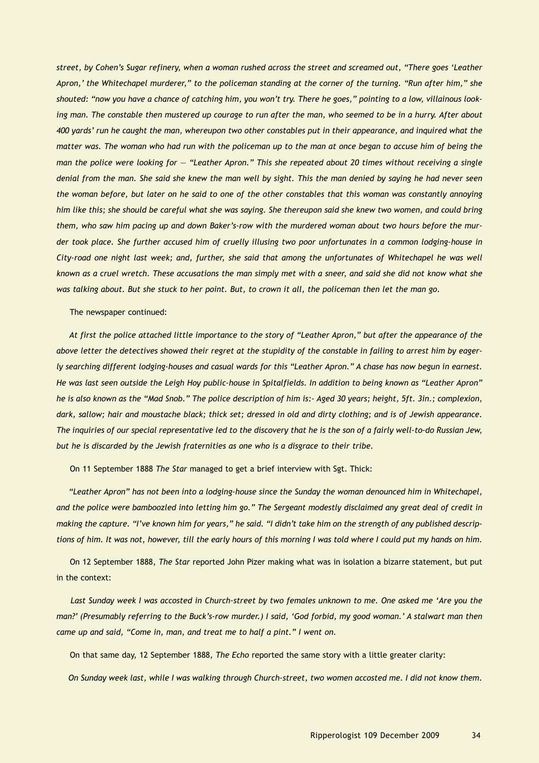*street, by Cohen's Sugar refinery, when a woman rushed across the street and screamed out, "There goes 'Leather Apron,' the Whitechapel murderer," to the policeman standing at the corner of the turning. "Run after him," she shouted: "now you have a chance of catching him, you won't try. There he goes," pointing to a low, villainous looking man. The constable then mustered up courage to run after the man, who seemed to be in a hurry. After about 400 yards' run he caught the man, whereupon two other constables put in their appearance, and inquired what the matter was. The woman who had run with the policeman up to the man at once began to accuse him of being the man the police were looking for — "Leather Apron." This she repeated about 20 times without receiving a single denial from the man. She said she knew the man well by sight. This the man denied by saying he had never seen the woman before, but later on he said to one of the other constables that this woman was constantly annoying him like this; she should be careful what she was saying. She thereupon said she knew two women, and could bring them, who saw him pacing up and down Baker's-row with the murdered woman about two hours before the murder took place. She further accused him of cruelly illusing two poor unfortunates in a common lodging-house in City-road one night last week; and, further, she said that among the unfortunates of Whitechapel he was well known as a cruel wretch. These accusations the man simply met with a sneer, and said she did not know what she was talking about. But she stuck to her point. But, to crown it all, the policeman then let the man go.*

The newspaper continued:

*At first the police attached little importance to the story of "Leather Apron," but after the appearance of the above letter the detectives showed their regret at the stupidity of the constable in failing to arrest him by eagerly searching different lodging-houses and casual wards for this "Leather Apron." A chase has now begun in earnest. He was last seen outside the Leigh Hoy public-house in Spitalfields. In addition to being known as "Leather Apron" he is also known as the "Mad Snob." The police description of him is:- Aged 30 years; height, 5ft. 3in.; complexion, dark, sallow; hair and moustache black; thick set; dressed in old and dirty clothing; and is of Jewish appearance. The inquiries of our special representative led to the discovery that he is the son of a fairly well-to-do Russian Jew, but he is discarded by the Jewish fraternities as one who is a disgrace to their tribe.*

On 11 September 1888 *The Star* managed to get a brief interview with Sgt. Thick:

*"Leather Apron" has not been into a lodging-house since the Sunday the woman denounced him in Whitechapel, and the police were bamboozled into letting him go." The Sergeant modestly disclaimed any great deal of credit in making the capture. "I've known him for years," he said. "I didn't take him on the strength of any published descriptions of him. It was not, however, till the early hours of this morning I was told where I could put my hands on him.*

On 12 September 1888, *The Star* reported John Pizer making what was in isolation a bizarre statement, but put in the context:

*Last Sunday week I was accosted in Church-street by two females unknown to me. One asked me 'Are you the man?' (Presumably referring to the Buck's-row murder.) I said, 'God forbid, my good woman.' A stalwart man then came up and said, "Come in, man, and treat me to half a pint." I went on.*

On that same day, 12 September 1888, *The Echo* reported the same story with a little greater clarity:

*On Sunday week last, while I was walking through Church-street, two women accosted me. I did not know them.*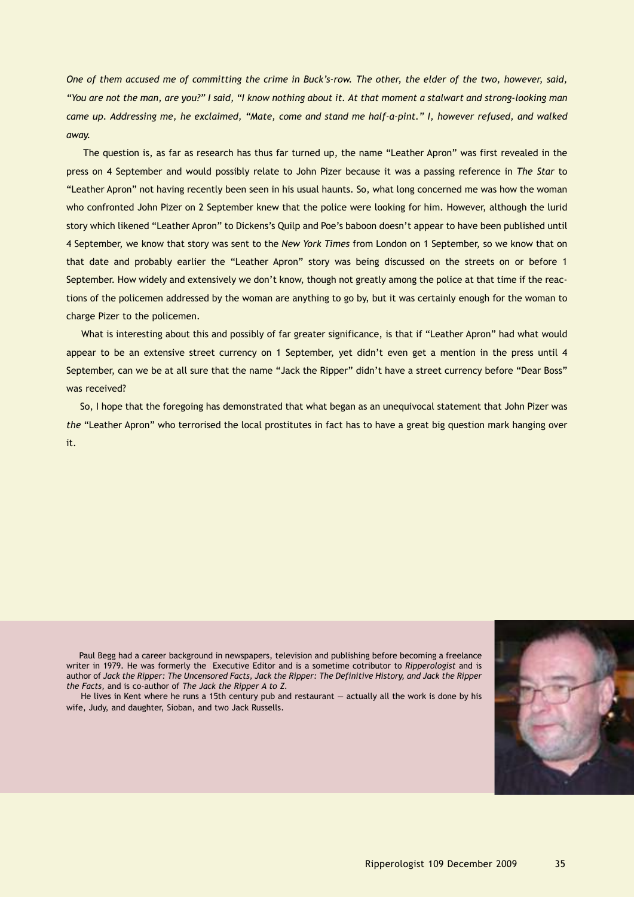*One of them accused me of committing the crime in Buck's-row. The other, the elder of the two, however, said, "You are not the man, are you?" I said, "I know nothing about it. At that moment a stalwart and strong-looking man came up. Addressing me, he exclaimed, "Mate, come and stand me half-a-pint." I, however refused, and walked away.*

The question is, as far as research has thus far turned up, the name "Leather Apron" was first revealed in the press on 4 September and would possibly relate to John Pizer because it was a passing reference in *The Star* to "Leather Apron" not having recently been seen in his usual haunts. So, what long concerned me was how the woman who confronted John Pizer on 2 September knew that the police were looking for him. However, although the lurid story which likened "Leather Apron" to Dickens's Quilp and Poe's baboon doesn't appear to have been published until 4 September, we know that story was sent to the *New York Times* from London on 1 September, so we know that on that date and probably earlier the "Leather Apron" story was being discussed on the streets on or before 1 September. How widely and extensively we don't know, though not greatly among the police at that time if the reactions of the policemen addressed by the woman are anything to go by, but it was certainly enough for the woman to charge Pizer to the policemen.

What is interesting about this and possibly of far greater significance, is that if "Leather Apron" had what would appear to be an extensive street currency on 1 September, yet didn't even get a mention in the press until 4 September, can we be at all sure that the name "Jack the Ripper" didn't have a street currency before "Dear Boss" was received?

So, I hope that the foregoing has demonstrated that what began as an unequivocal statement that John Pizer was *the* "Leather Apron" who terrorised the local prostitutes in fact has to have a great big question mark hanging over it.

Paul Begg had a career background in newspapers, television and publishing before becoming a freelance writer in 1979. He was formerly the Executive Editor and is a sometime cotributor to *Ripperologist* and is author of *Jack the Ripper: The Uncensored Facts, Jack the Ripper: The Definitive History, and Jack the Ripper the Facts,* and is co-author of *The Jack the Ripper A to Z.*

He lives in Kent where he runs a 15th century pub and restaurant — actually all the work is done by his wife, Judy, and daughter, Sioban, and two Jack Russells.